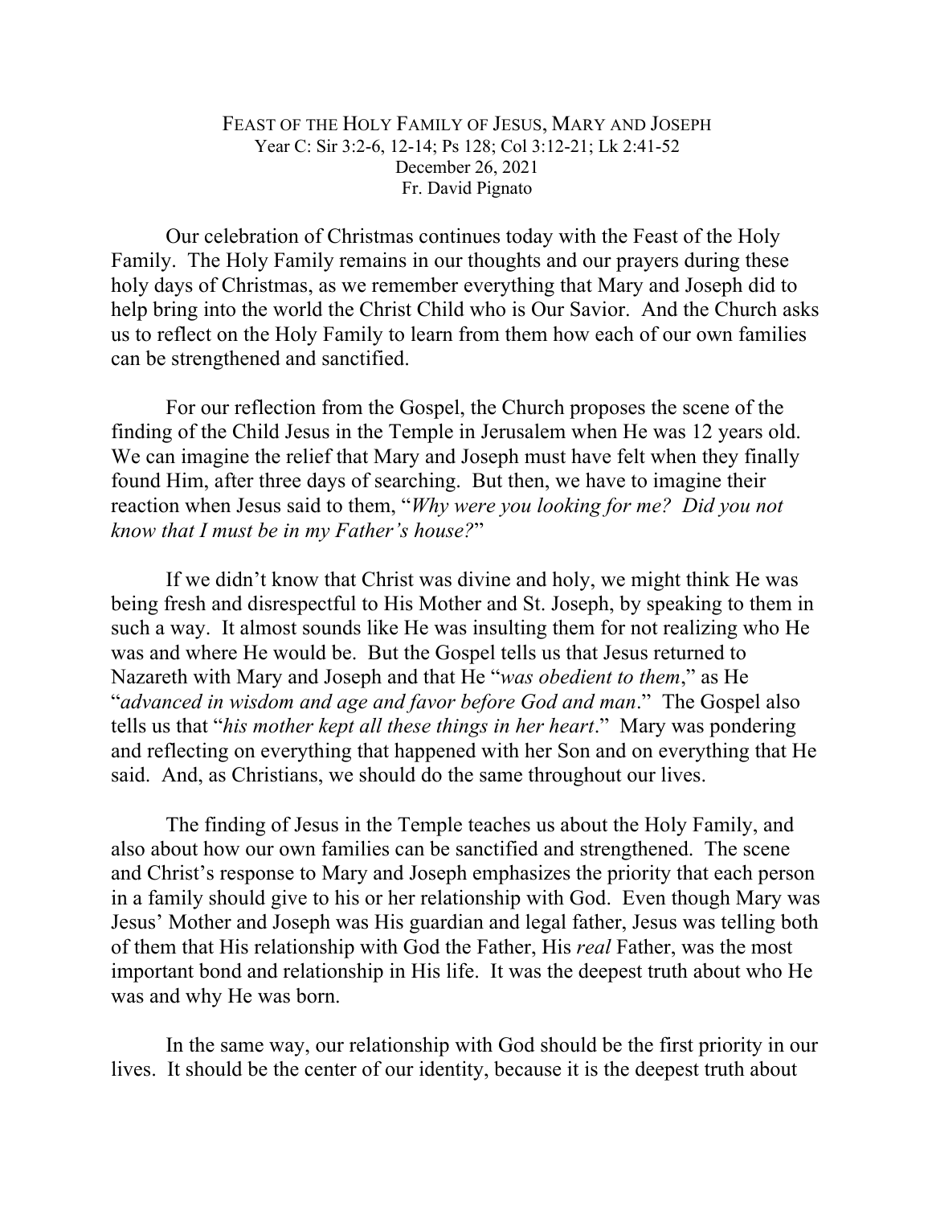# FEAST OF THE HOLY FAMILY OF JESUS, MARY AND JOSEPH

Year C: Sir 3:2-6, 12-14; Ps 128; Col 3:12-21; Lk 2:41-52
December 26, 2021
Fr. David Pignato

Our celebration of Christmas continues today with the Feast of the Holy Family. The Holy Family remains in our thoughts and our prayers during these holy days of Christmas, as we remember everything that Mary and Joseph did to help bring into the world the Christ Child who is Our Savior. And the Church asks us to reflect on the Holy Family to learn from them how each of our own families can be strengthened and sanctified.

For our reflection from the Gospel, the Church proposes the scene of the finding of the Child Jesus in the Temple in Jerusalem when He was 12 years old. We can imagine the relief that Mary and Joseph must have felt when they finally found Him, after three days of searching. But then, we have to imagine their reaction when Jesus said to them, "*Why were you looking for me? Did you not know that I must be in my Father's house?*"

If we didn't know that Christ was divine and holy, we might think He was being fresh and disrespectful to His Mother and St. Joseph, by speaking to them in such a way. It almost sounds like He was insulting them for not realizing who He was and where He would be. But the Gospel tells us that Jesus returned to Nazareth with Mary and Joseph and that He "*was obedient to them*," as He "*advanced in wisdom and age and favor before God and man*." The Gospel also tells us that "*his mother kept all these things in her heart*." Mary was pondering and reflecting on everything that happened with her Son and on everything that He said. And, as Christians, we should do the same throughout our lives.

The finding of Jesus in the Temple teaches us about the Holy Family, and also about how our own families can be sanctified and strengthened. The scene and Christ's response to Mary and Joseph emphasizes the priority that each person in a family should give to his or her relationship with God. Even though Mary was Jesus' Mother and Joseph was His guardian and legal father, Jesus was telling both of them that His relationship with God the Father, His *real* Father, was the most important bond and relationship in His life. It was the deepest truth about who He was and why He was born.

In the same way, our relationship with God should be the first priority in our lives. It should be the center of our identity, because it is the deepest truth about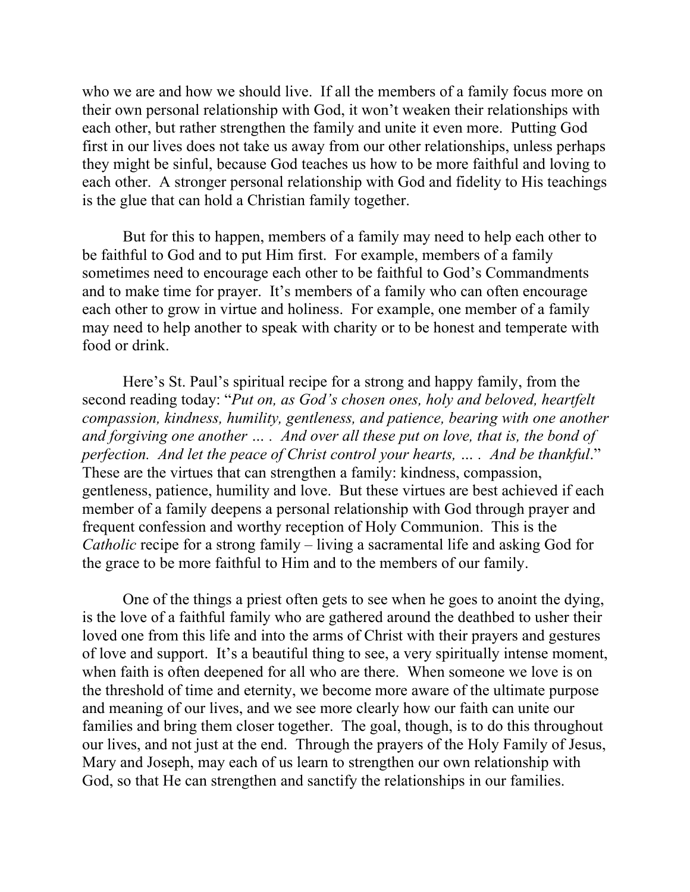who we are and how we should live. If all the members of a family focus more on their own personal relationship with God, it won't weaken their relationships with each other, but rather strengthen the family and unite it even more. Putting God first in our lives does not take us away from our other relationships, unless perhaps they might be sinful, because God teaches us how to be more faithful and loving to each other. A stronger personal relationship with God and fidelity to His teachings is the glue that can hold a Christian family together.

But for this to happen, members of a family may need to help each other to be faithful to God and to put Him first. For example, members of a family sometimes need to encourage each other to be faithful to God's Commandments and to make time for prayer. It's members of a family who can often encourage each other to grow in virtue and holiness. For example, one member of a family may need to help another to speak with charity or to be honest and temperate with food or drink.

Here's St. Paul's spiritual recipe for a strong and happy family, from the second reading today: "*Put on, as God's chosen ones, holy and beloved, heartfelt compassion, kindness, humility, gentleness, and patience, bearing with one another and forgiving one another … . And over all these put on love, that is, the bond of perfection. And let the peace of Christ control your hearts, … . And be thankful*." These are the virtues that can strengthen a family: kindness, compassion, gentleness, patience, humility and love. But these virtues are best achieved if each member of a family deepens a personal relationship with God through prayer and frequent confession and worthy reception of Holy Communion. This is the *Catholic* recipe for a strong family – living a sacramental life and asking God for the grace to be more faithful to Him and to the members of our family.

One of the things a priest often gets to see when he goes to anoint the dying, is the love of a faithful family who are gathered around the deathbed to usher their loved one from this life and into the arms of Christ with their prayers and gestures of love and support. It's a beautiful thing to see, a very spiritually intense moment, when faith is often deepened for all who are there. When someone we love is on the threshold of time and eternity, we become more aware of the ultimate purpose and meaning of our lives, and we see more clearly how our faith can unite our families and bring them closer together. The goal, though, is to do this throughout our lives, and not just at the end. Through the prayers of the Holy Family of Jesus, Mary and Joseph, may each of us learn to strengthen our own relationship with God, so that He can strengthen and sanctify the relationships in our families.